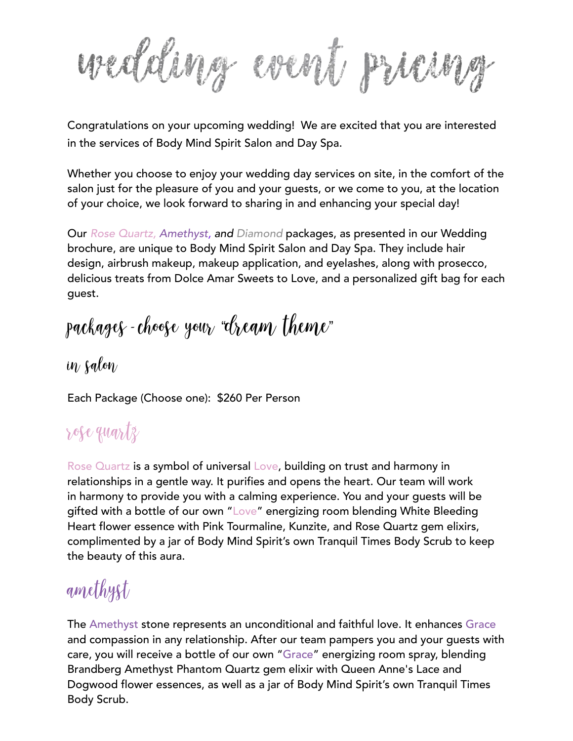# wedding event pricing

Congratulations on your upcoming wedding! We are excited that you are interested in the services of Body Mind Spirit Salon and Day Spa.

Whether you choose to enjoy your wedding day services on site, in the comfort of the salon just for the pleasure of you and your guests, or we come to you, at the location of your choice, we look forward to sharing in and enhancing your special day!

Our *Rose Quartz, Amethyst, and Diamond* packages, as presented in our Wedding brochure, are unique to Body Mind Spirit Salon and Day Spa. They include hair design, airbrush makeup, makeup application, and eyelashes, along with prosecco, delicious treats from Dolce Amar Sweets to Love, and a personalized gift bag for each guest.

## packages - choose your "dream theme"

### in salon

Each Package (Choose one): $260 Per Person

### rose quartz

Rose Quartz is a symbol of universal Love, building on trust and harmony in relationships in a gentle way. It purifies and opens the heart. Our team will work in harmony to provide you with a calming experience. You and your guests will be gifted with a bottle of our own "Love" energizing room blending White Bleeding Heart flower essence with Pink Tourmaline, Kunzite, and Rose Quartz gem elixirs, complimented by a jar of Body Mind Spirit's own Tranquil Times Body Scrub to keep the beauty of this aura.

### amethyst

The Amethyst stone represents an unconditional and faithful love. It enhances Grace and compassion in any relationship. After our team pampers you and your guests with care, you will receive a bottle of our own "Grace" energizing room spray, blending Brandberg Amethyst Phantom Quartz gem elixir with Queen Anne's Lace and Dogwood flower essences, as well as a jar of Body Mind Spirit's own Tranquil Times Body Scrub.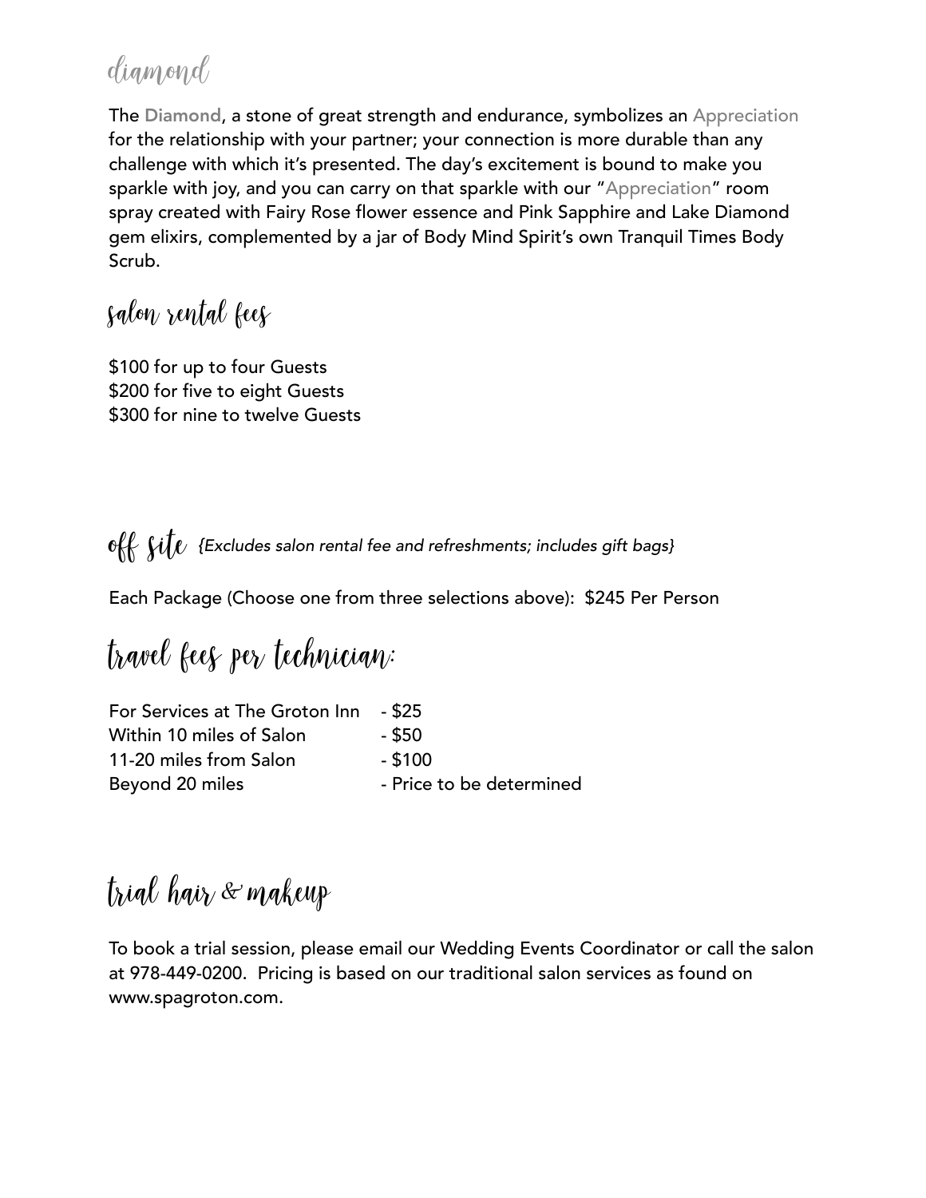## diamond

The Diamond, a stone of great strength and endurance, symbolizes an Appreciation for the relationship with your partner; your connection is more durable than any challenge with which it's presented. The day's excitement is bound to make you sparkle with joy, and you can carry on that sparkle with our "Appreciation" room spray created with Fairy Rose flower essence and Pink Sapphire and Lake Diamond gem elixirs, complemented by a jar of Body Mind Spirit's own Tranquil Times Body Scrub.

## salon rental fees

$100 for up to four Guests
$200 for five to eight Guests
$300 for nine to twelve Guests

## off site *{Excludes salon rental fee and refreshments; includes gift bags}*

Each Package (Choose one from three selections above): $245 Per Person

## travel fees per technician:

| | |
|---|---|
| For Services at The Groton Inn | - $25 |
| Within 10 miles of Salon | - $50 |
| 11-20 miles from Salon | - $100 |
| Beyond 20 miles | - Price to be determined |

## trial hair & makeup

To book a trial session, please email our Wedding Events Coordinator or call the salon at 978-449-0200. Pricing is based on our traditional salon services as found on www.spagroton.com.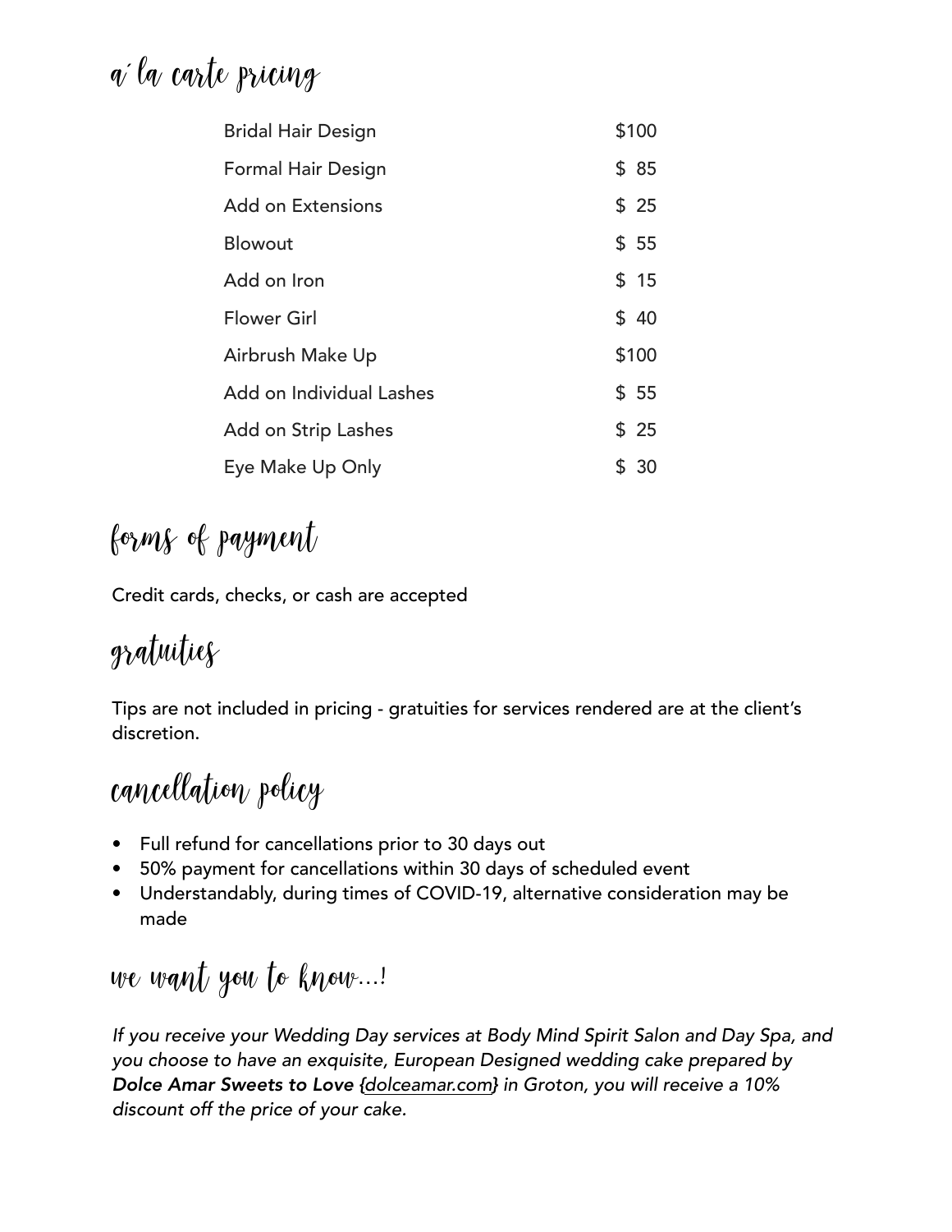## a´ la carte pricing

| | |
|---|---|
| Bridal Hair Design | $100 |
| Formal Hair Design | $ 85 |
| Add on Extensions | $ 25 |
| Blowout | $ 55 |
| Add on Iron | $ 15 |
| Flower Girl | $ 40 |
| Airbrush Make Up | $100 |
| Add on Individual Lashes | $ 55 |
| Add on Strip Lashes | $ 25 |
| Eye Make Up Only | $ 30 |

## forms of payment

Credit cards, checks, or cash are accepted

## gratuities

Tips are not included in pricing - gratuities for services rendered are at the client's discretion.

## cancellation policy

- Full refund for cancellations prior to 30 days out
- 50% payment for cancellations within 30 days of scheduled event
- Understandably, during times of COVID-19, alternative consideration may be made

## we want you to know…!

*If you receive your Wedding Day services at Body Mind Spirit Salon and Day Spa, and you choose to have an exquisite, European Designed wedding cake prepared by **Dolce Amar Sweets to Love** {dolceamar.com} in Groton, you will receive a 10% discount off the price of your cake.*